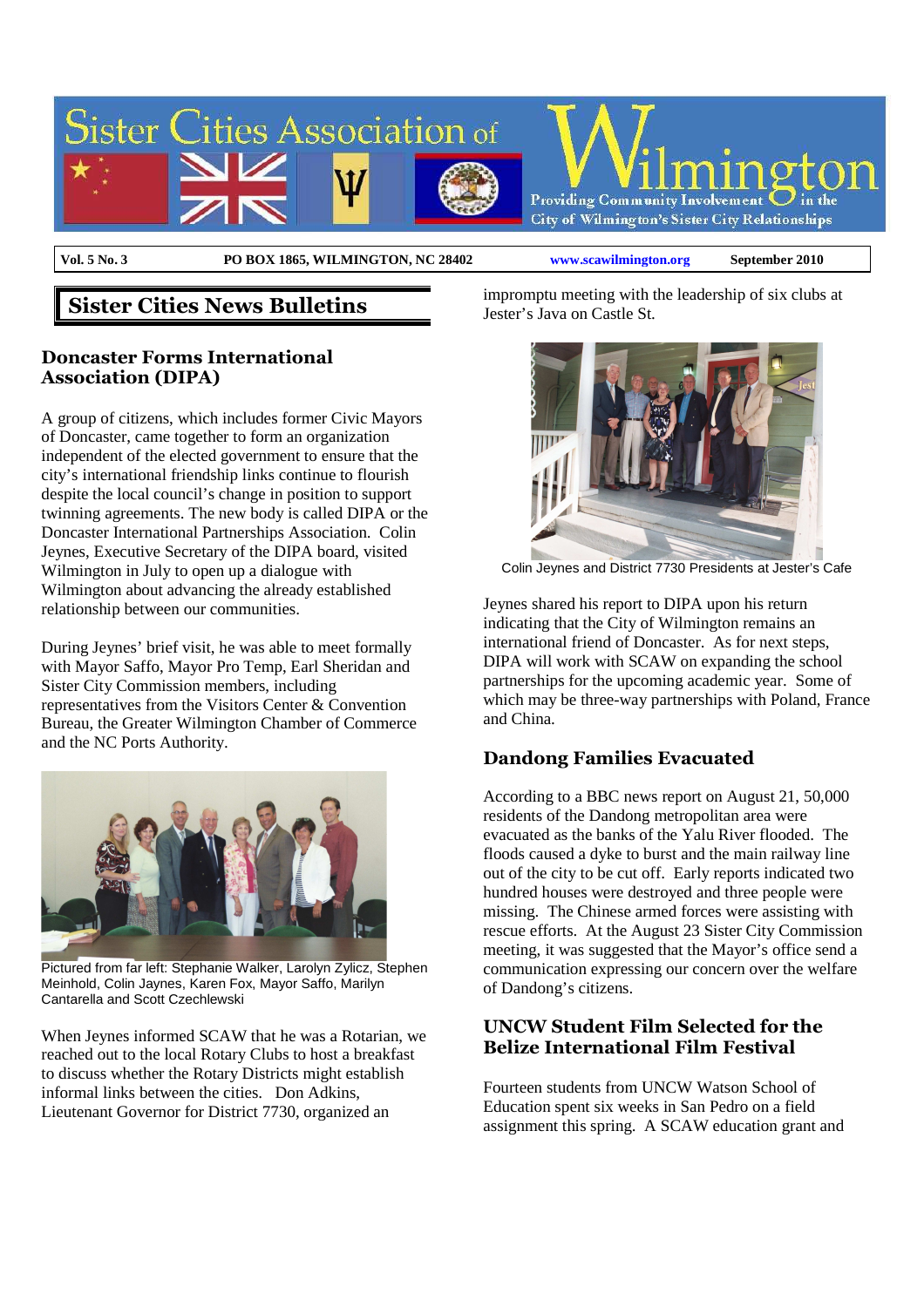# Sister Cities Association of Wilmington

Providing Community Involvement in the City of Wilmington's Sister City Relationships

**Vol. 5 No. 3** | **PO BOX 1865, WILMINGTON, NC 28402** | **www.scawilmington.org** | **September 2010**

## Sister Cities News Bulletins

### Doncaster Forms International Association (DIPA)

A group of citizens, which includes former Civic Mayors of Doncaster, came together to form an organization independent of the elected government to ensure that the city's international friendship links continue to flourish despite the local council's change in position to support twinning agreements. The new body is called DIPA or the Doncaster International Partnerships Association. Colin Jeynes, Executive Secretary of the DIPA board, visited Wilmington in July to open up a dialogue with Wilmington about advancing the already established relationship between our communities.

During Jeynes' brief visit, he was able to meet formally with Mayor Saffo, Mayor Pro Temp, Earl Sheridan and Sister City Commission members, including representatives from the Visitors Center & Convention Bureau, the Greater Wilmington Chamber of Commerce and the NC Ports Authority.

Pictured from far left: Stephanie Walker, Larolyn Zylicz, Stephen Meinhold, Colin Jaynes, Karen Fox, Mayor Saffo, Marilyn Cantarella and Scott Czechlewski

When Jeynes informed SCAW that he was a Rotarian, we reached out to the local Rotary Clubs to host a breakfast to discuss whether the Rotary Districts might establish informal links between the cities. Don Adkins, Lieutenant Governor for District 7730, organized an impromptu meeting with the leadership of six clubs at Jester's Java on Castle St.

Colin Jeynes and District 7730 Presidents at Jester's Cafe

Jeynes shared his report to DIPA upon his return indicating that the City of Wilmington remains an international friend of Doncaster. As for next steps, DIPA will work with SCAW on expanding the school partnerships for the upcoming academic year. Some of which may be three-way partnerships with Poland, France and China.

### Dandong Families Evacuated

According to a BBC news report on August 21, 50,000 residents of the Dandong metropolitan area were evacuated as the banks of the Yalu River flooded. The floods caused a dyke to burst and the main railway line out of the city to be cut off. Early reports indicated two hundred houses were destroyed and three people were missing. The Chinese armed forces were assisting with rescue efforts. At the August 23 Sister City Commission meeting, it was suggested that the Mayor's office send a communication expressing our concern over the welfare of Dandong's citizens.

### UNCW Student Film Selected for the Belize International Film Festival

Fourteen students from UNCW Watson School of Education spent six weeks in San Pedro on a field assignment this spring. A SCAW education grant and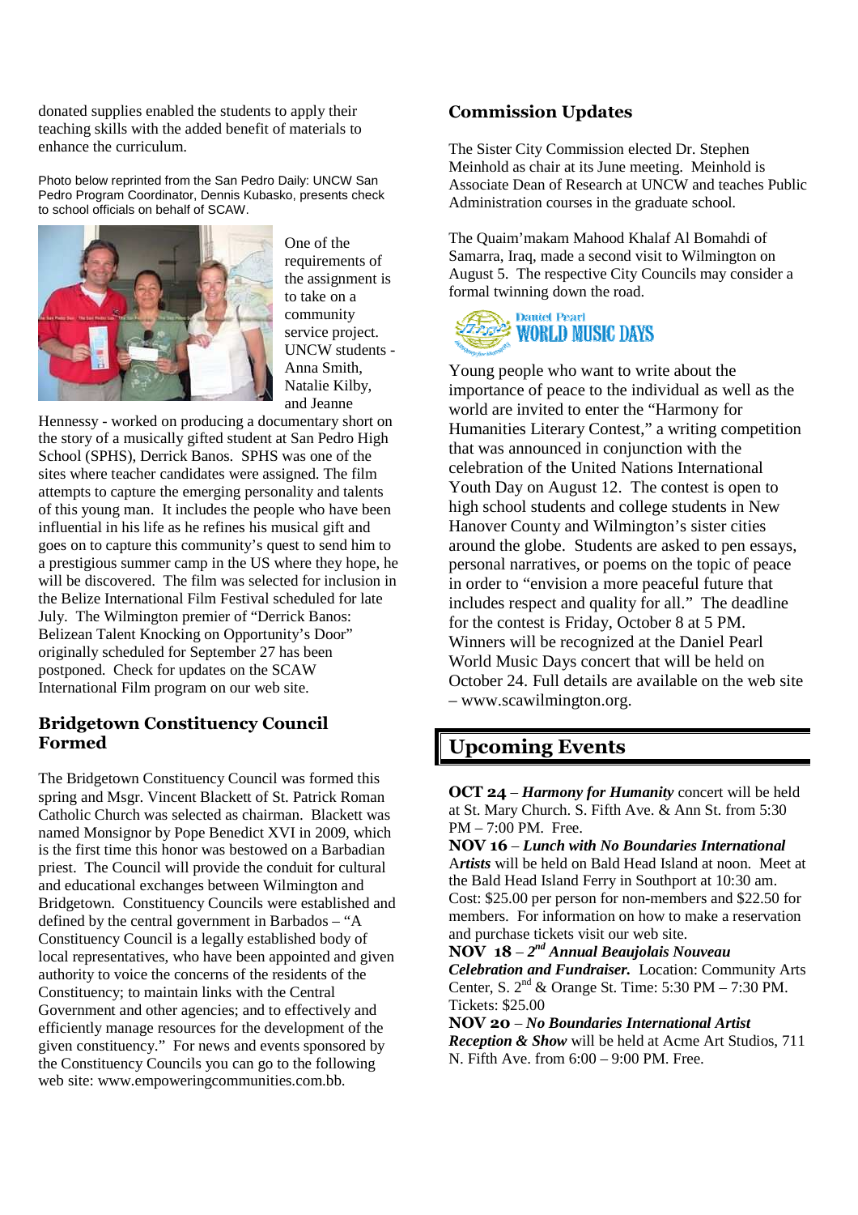donated supplies enabled the students to apply their teaching skills with the added benefit of materials to enhance the curriculum.

Photo below reprinted from the San Pedro Daily: UNCW San Pedro Program Coordinator, Dennis Kubasko, presents check to school officials on behalf of SCAW.

One of the requirements of the assignment is to take on a community service project. UNCW students - Anna Smith, Natalie Kilby, and Jeanne Hennessy - worked on producing a documentary short on the story of a musically gifted student at San Pedro High School (SPHS), Derrick Banos. SPHS was one of the sites where teacher candidates were assigned. The film attempts to capture the emerging personality and talents of this young man. It includes the people who have been influential in his life as he refines his musical gift and goes on to capture this community's quest to send him to a prestigious summer camp in the US where they hope, he will be discovered. The film was selected for inclusion in the Belize International Film Festival scheduled for late July. The Wilmington premier of "Derrick Banos: Belizean Talent Knocking on Opportunity's Door" originally scheduled for September 27 has been postponed. Check for updates on the SCAW International Film program on our web site.

## Bridgetown Constituency Council Formed

The Bridgetown Constituency Council was formed this spring and Msgr. Vincent Blackett of St. Patrick Roman Catholic Church was selected as chairman. Blackett was named Monsignor by Pope Benedict XVI in 2009, which is the first time this honor was bestowed on a Barbadian priest. The Council will provide the conduit for cultural and educational exchanges between Wilmington and Bridgetown. Constituency Councils were established and defined by the central government in Barbados – "A Constituency Council is a legally established body of local representatives, who have been appointed and given authority to voice the concerns of the residents of the Constituency; to maintain links with the Central Government and other agencies; and to effectively and efficiently manage resources for the development of the given constituency." For news and events sponsored by the Constituency Councils you can go to the following web site: www.empoweringcommunities.com.bb.

## Commission Updates

The Sister City Commission elected Dr. Stephen Meinhold as chair at its June meeting. Meinhold is Associate Dean of Research at UNCW and teaches Public Administration courses in the graduate school.

The Quaim'makam Mahood Khalaf Al Bomahdi of Samarra, Iraq, made a second visit to Wilmington on August 5. The respective City Councils may consider a formal twinning down the road.

Daniel Pearl WORLD MUSIC DAYS

Young people who want to write about the importance of peace to the individual as well as the world are invited to enter the "Harmony for Humanities Literary Contest," a writing competition that was announced in conjunction with the celebration of the United Nations International Youth Day on August 12. The contest is open to high school students and college students in New Hanover County and Wilmington's sister cities around the globe. Students are asked to pen essays, personal narratives, or poems on the topic of peace in order to "envision a more peaceful future that includes respect and quality for all." The deadline for the contest is Friday, October 8 at 5 PM. Winners will be recognized at the Daniel Pearl World Music Days concert that will be held on October 24. Full details are available on the web site – www.scawilmington.org.

## Upcoming Events

**OCT 24** – ***Harmony for Humanity*** concert will be held at St. Mary Church. S. Fifth Ave. & Ann St. from 5:30 PM – 7:00 PM. Free.

**NOV 16** – ***Lunch with No Boundaries International Artists*** will be held on Bald Head Island at noon. Meet at the Bald Head Island Ferry in Southport at 10:30 am. Cost: $25.00 per person for non-members and $22.50 for members. For information on how to make a reservation and purchase tickets visit our web site.

**NOV 18** – ***2nd Annual Beaujolais Nouveau Celebration and Fundraiser.*** Location: Community Arts Center, S. 2nd & Orange St. Time: 5:30 PM – 7:30 PM. Tickets: $25.00

**NOV 20** – ***No Boundaries International Artist Reception & Show*** will be held at Acme Art Studios, 711 N. Fifth Ave. from 6:00 – 9:00 PM. Free.